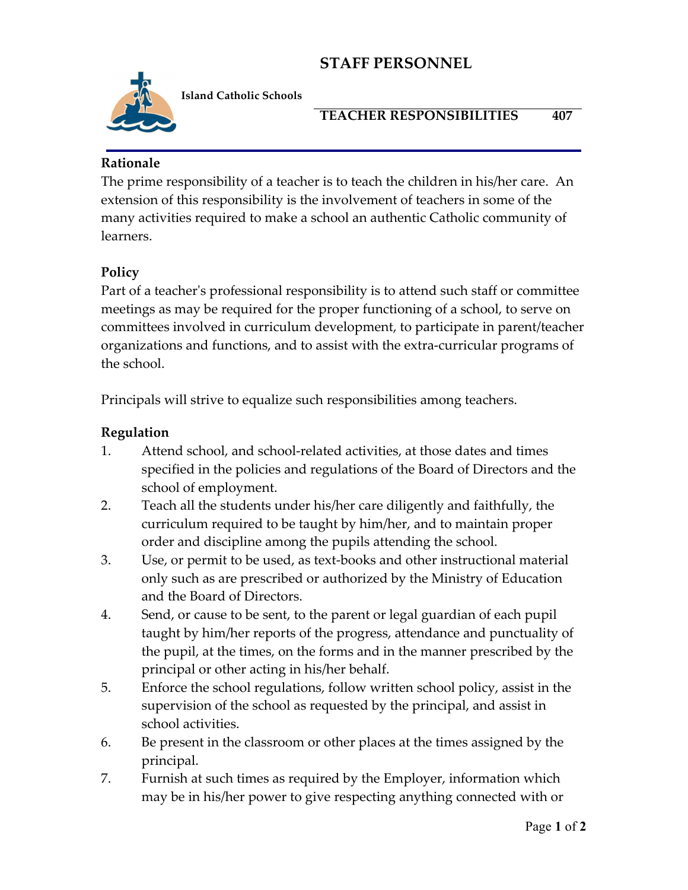# STAFF PERSONNEL

**Island Catholic Schools**

**TEACHER RESPONSIBILITIES 407**

### Rationale

The prime responsibility of a teacher is to teach the children in his/her care. An extension of this responsibility is the involvement of teachers in some of the many activities required to make a school an authentic Catholic community of learners.

### Policy

Part of a teacher's professional responsibility is to attend such staff or committee meetings as may be required for the proper functioning of a school, to serve on committees involved in curriculum development, to participate in parent/teacher organizations and functions, and to assist with the extra-curricular programs of the school.

Principals will strive to equalize such responsibilities among teachers.

### Regulation

1. Attend school, and school-related activities, at those dates and times specified in the policies and regulations of the Board of Directors and the school of employment.
2. Teach all the students under his/her care diligently and faithfully, the curriculum required to be taught by him/her, and to maintain proper order and discipline among the pupils attending the school.
3. Use, or permit to be used, as text-books and other instructional material only such as are prescribed or authorized by the Ministry of Education and the Board of Directors.
4. Send, or cause to be sent, to the parent or legal guardian of each pupil taught by him/her reports of the progress, attendance and punctuality of the pupil, at the times, on the forms and in the manner prescribed by the principal or other acting in his/her behalf.
5. Enforce the school regulations, follow written school policy, assist in the supervision of the school as requested by the principal, and assist in school activities.
6. Be present in the classroom or other places at the times assigned by the principal.
7. Furnish at such times as required by the Employer, information which may be in his/her power to give respecting anything connected with or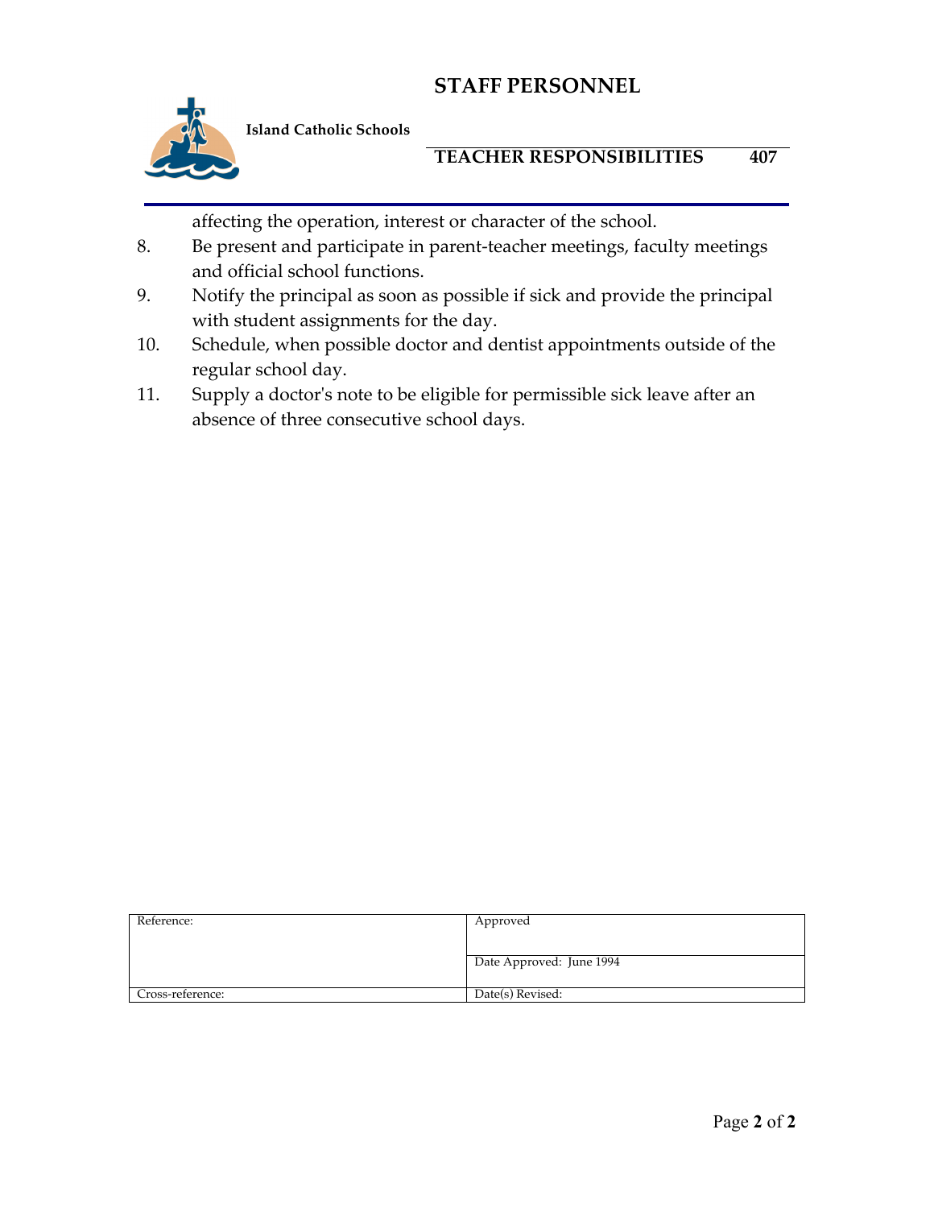affecting the operation, interest or character of the school.

8. Be present and participate in parent-teacher meetings, faculty meetings and official school functions.
9. Notify the principal as soon as possible if sick and provide the principal with student assignments for the day.
10. Schedule, when possible doctor and dentist appointments outside of the regular school day.
11. Supply a doctor's note to be eligible for permissible sick leave after an absence of three consecutive school days.

| | |
|---|---|
| Reference: | Approved |
| | Date Approved: June 1994 |
| Cross-reference: | Date(s) Revised: |